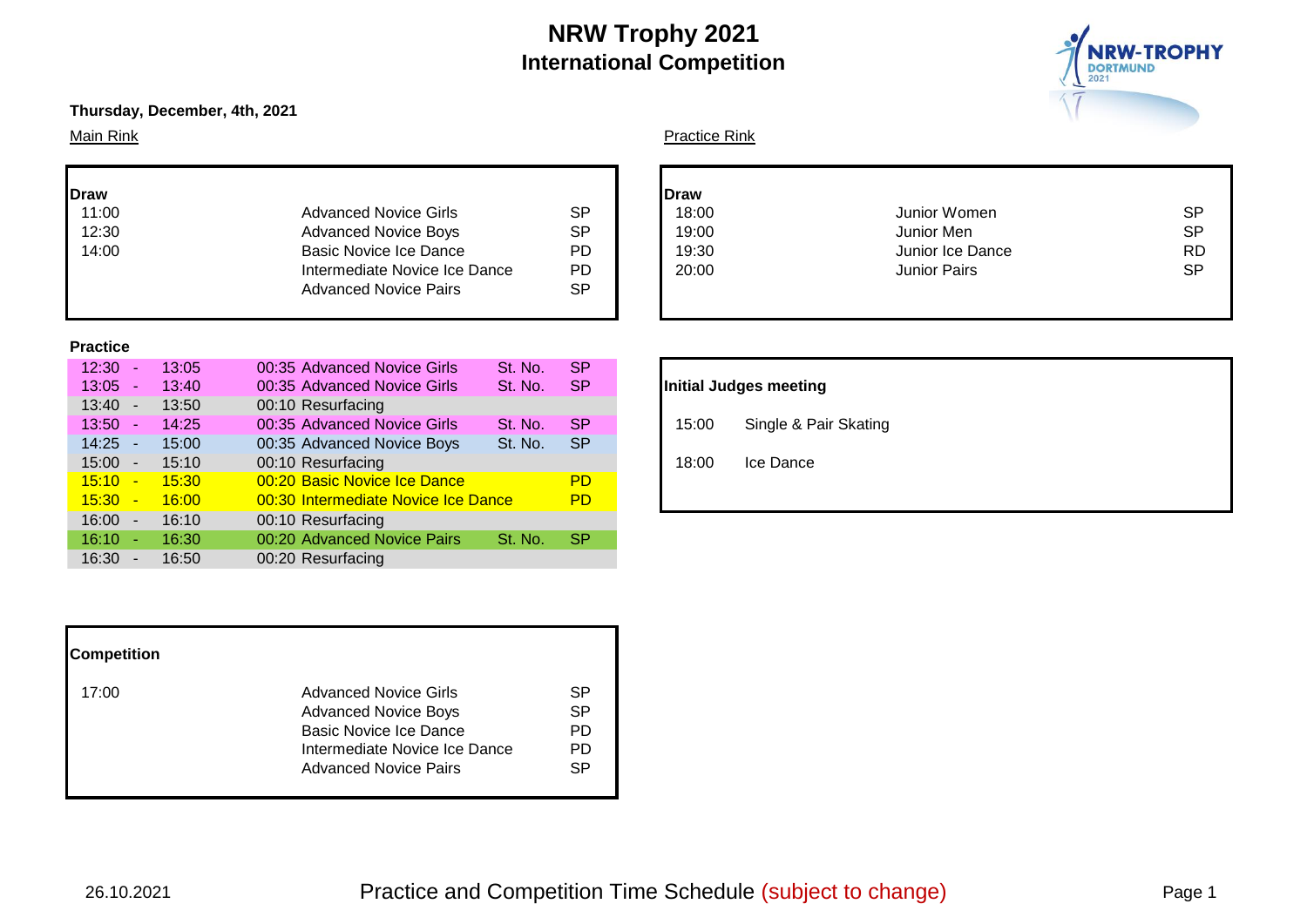# NRW Trophy 2021
## International Competition

**Thursday, December, 4th, 2021**

### Main Rink

**Draw**

| Time | Category | Segment |
|---|---|---|
| 11:00 | Advanced Novice Girls | SP |
| 12:30 | Advanced Novice Boys | SP |
| 14:00 | Basic Novice Ice Dance | PD |
| | Intermediate Novice Ice Dance | PD |
| | Advanced Novice Pairs | SP |

**Practice**

| From | | To | Duration | Category | | Segment |
|---|---|---|---|---|---|---|
| 12:30 | - | 13:05 | 00:35 | Advanced Novice Girls | St. No. | SP |
| 13:05 | - | 13:40 | 00:35 | Advanced Novice Girls | St. No. | SP |
| 13:40 | - | 13:50 | 00:10 | Resurfacing | | |
| 13:50 | - | 14:25 | 00:35 | Advanced Novice Girls | St. No. | SP |
| 14:25 | - | 15:00 | 00:35 | Advanced Novice Boys | St. No. | SP |
| 15:00 | - | 15:10 | 00:10 | Resurfacing | | |
| 15:10 | - | 15:30 | 00:20 | Basic Novice Ice Dance | | PD |
| 15:30 | - | 16:00 | 00:30 | Intermediate Novice Ice Dance | | PD |
| 16:00 | - | 16:10 | 00:10 | Resurfacing | | |
| 16:10 | - | 16:30 | 00:20 | Advanced Novice Pairs | St. No. | SP |
| 16:30 | - | 16:50 | 00:20 | Resurfacing | | |

**Competition**

| Time | Category | Segment |
|---|---|---|
| 17:00 | Advanced Novice Girls | SP |
| | Advanced Novice Boys | SP |
| | Basic Novice Ice Dance | PD |
| | Intermediate Novice Ice Dance | PD |
| | Advanced Novice Pairs | SP |

### Practice Rink

**Draw**

| Time | Category | Segment |
|---|---|---|
| 18:00 | Junior Women | SP |
| 19:00 | Junior Men | SP |
| 19:30 | Junior Ice Dance | RD |
| 20:00 | Junior Pairs | SP |

**Initial Judges meeting**

| Time | Discipline |
|---|---|
| 15:00 | Single & Pair Skating |
| 18:00 | Ice Dance |

26.10.2021 — Practice and Competition Time Schedule (subject to change)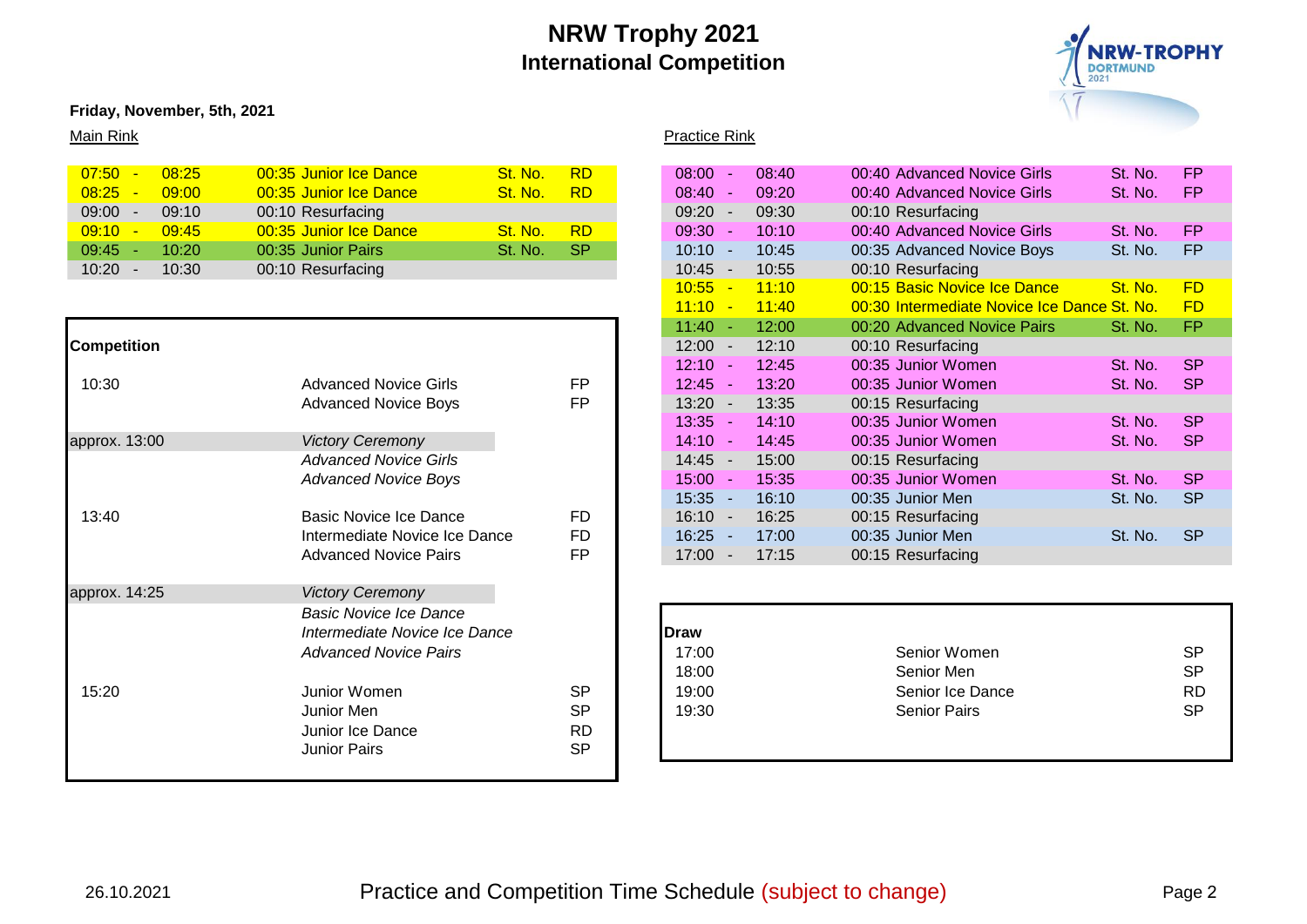# NRW Trophy 2021
## International Competition

**Friday, November, 5th, 2021**

Main Rink

| Start | | End | Duration / Event | | |
|---|---|---|---|---|---|
| 07:50 | - | 08:25 | 00:35 Junior Ice Dance | St. No. | RD |
| 08:25 | - | 09:00 | 00:35 Junior Ice Dance | St. No. | RD |
| 09:00 | - | 09:10 | 00:10 Resurfacing | | |
| 09:10 | - | 09:45 | 00:35 Junior Ice Dance | St. No. | RD |
| 09:45 | - | 10:20 | 00:35 Junior Pairs | St. No. | SP |
| 10:20 | - | 10:30 | 00:10 Resurfacing | | |

**Competition**

| Time | Event | |
|---|---|---|
| 10:30 | Advanced Novice Girls | FP |
| | Advanced Novice Boys | FP |
| approx. 13:00 | *Victory Ceremony* | |
| | *Advanced Novice Girls* | |
| | *Advanced Novice Boys* | |
| 13:40 | Basic Novice Ice Dance | FD |
| | Intermediate Novice Ice Dance | FD |
| | Advanced Novice Pairs | FP |
| approx. 14:25 | *Victory Ceremony* | |
| | *Basic Novice Ice Dance* | |
| | *Intermediate Novice Ice Dance* | |
| | *Advanced Novice Pairs* | |
| 15:20 | Junior Women | SP |
| | Junior Men | SP |
| | Junior Ice Dance | RD |
| | Junior Pairs | SP |

Practice Rink

| Start | | End | Duration / Event | | |
|---|---|---|---|---|---|
| 08:00 | - | 08:40 | 00:40 Advanced Novice Girls | St. No. | FP |
| 08:40 | - | 09:20 | 00:40 Advanced Novice Girls | St. No. | FP |
| 09:20 | - | 09:30 | 00:10 Resurfacing | | |
| 09:30 | - | 10:10 | 00:40 Advanced Novice Girls | St. No. | FP |
| 10:10 | - | 10:45 | 00:35 Advanced Novice Boys | St. No. | FP |
| 10:45 | - | 10:55 | 00:10 Resurfacing | | |
| 10:55 | - | 11:10 | 00:15 Basic Novice Ice Dance | St. No. | FD |
| 11:10 | - | 11:40 | 00:30 Intermediate Novice Ice Dance | St. No. | FD |
| 11:40 | - | 12:00 | 00:20 Advanced Novice Pairs | St. No. | FP |
| 12:00 | - | 12:10 | 00:10 Resurfacing | | |
| 12:10 | - | 12:45 | 00:35 Junior Women | St. No. | SP |
| 12:45 | - | 13:20 | 00:35 Junior Women | St. No. | SP |
| 13:20 | - | 13:35 | 00:15 Resurfacing | | |
| 13:35 | - | 14:10 | 00:35 Junior Women | St. No. | SP |
| 14:10 | - | 14:45 | 00:35 Junior Women | St. No. | SP |
| 14:45 | - | 15:00 | 00:15 Resurfacing | | |
| 15:00 | - | 15:35 | 00:35 Junior Women | St. No. | SP |
| 15:35 | - | 16:10 | 00:35 Junior Men | St. No. | SP |
| 16:10 | - | 16:25 | 00:15 Resurfacing | | |
| 16:25 | - | 17:00 | 00:35 Junior Men | St. No. | SP |
| 17:00 | - | 17:15 | 00:15 Resurfacing | | |

**Draw**

| Time | Event | |
|---|---|---|
| 17:00 | Senior Women | SP |
| 18:00 | Senior Men | SP |
| 19:00 | Senior Ice Dance | RD |
| 19:30 | Senior Pairs | SP |

26.10.2021 Practice and Competition Time Schedule (subject to change)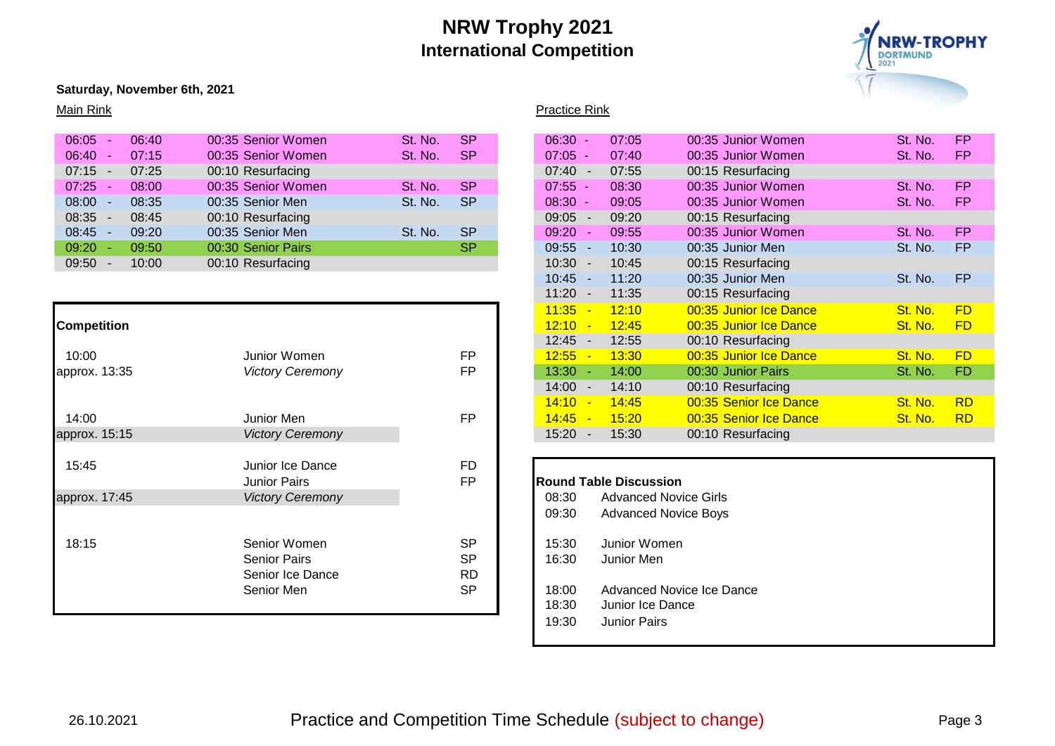# NRW Trophy 2021
## International Competition

**Saturday, November 6th, 2021**

Main Rink

| Start | | End | Duration / Session | | Segment |
|---|---|---|---|---|---|
| 06:05 | - | 06:40 | 00:35 Senior Women | St. No. | SP |
| 06:40 | - | 07:15 | 00:35 Senior Women | St. No. | SP |
| 07:15 | - | 07:25 | 00:10 Resurfacing | | |
| 07:25 | - | 08:00 | 00:35 Senior Women | St. No. | SP |
| 08:00 | - | 08:35 | 00:35 Senior Men | St. No. | SP |
| 08:35 | - | 08:45 | 00:10 Resurfacing | | |
| 08:45 | - | 09:20 | 00:35 Senior Men | St. No. | SP |
| 09:20 | - | 09:50 | 00:30 Senior Pairs | | SP |
| 09:50 | - | 10:00 | 00:10 Resurfacing | | |

**Competition**

| Time | Event | Segment |
|---|---|---|
| 10:00 | Junior Women | FP |
| approx. 13:35 | *Victory Ceremony* | FP |
| 14:00 | Junior Men | FP |
| approx. 15:15 | *Victory Ceremony* | |
| 15:45 | Junior Ice Dance | FD |
| | Junior Pairs | FP |
| approx. 17:45 | *Victory Ceremony* | |
| 18:15 | Senior Women | SP |
| | Senior Pairs | SP |
| | Senior Ice Dance | RD |
| | Senior Men | SP |

Practice Rink

| Start | | End | Duration / Session | | Segment |
|---|---|---|---|---|---|
| 06:30 | - | 07:05 | 00:35 Junior Women | St. No. | FP |
| 07:05 | - | 07:40 | 00:35 Junior Women | St. No. | FP |
| 07:40 | - | 07:55 | 00:15 Resurfacing | | |
| 07:55 | - | 08:30 | 00:35 Junior Women | St. No. | FP |
| 08:30 | - | 09:05 | 00:35 Junior Women | St. No. | FP |
| 09:05 | - | 09:20 | 00:15 Resurfacing | | |
| 09:20 | - | 09:55 | 00:35 Junior Women | St. No. | FP |
| 09:55 | - | 10:30 | 00:35 Junior Men | St. No. | FP |
| 10:30 | - | 10:45 | 00:15 Resurfacing | | |
| 10:45 | - | 11:20 | 00:35 Junior Men | St. No. | FP |
| 11:20 | - | 11:35 | 00:15 Resurfacing | | |
| 11:35 | - | 12:10 | 00:35 Junior Ice Dance | St. No. | FD |
| 12:10 | - | 12:45 | 00:35 Junior Ice Dance | St. No. | FD |
| 12:45 | - | 12:55 | 00:10 Resurfacing | | |
| 12:55 | - | 13:30 | 00:35 Junior Ice Dance | St. No. | FD |
| 13:30 | - | 14:00 | 00:30 Junior Pairs | St. No. | FD |
| 14:00 | - | 14:10 | 00:10 Resurfacing | | |
| 14:10 | - | 14:45 | 00:35 Senior Ice Dance | St. No. | RD |
| 14:45 | - | 15:20 | 00:35 Senior Ice Dance | St. No. | RD |
| 15:20 | - | 15:30 | 00:10 Resurfacing | | |

**Round Table Discussion**

| Time | Discussion |
|---|---|
| 08:30 | Advanced Novice Girls |
| 09:30 | Advanced Novice Boys |
| 15:30 | Junior Women |
| 16:30 | Junior Men |
| 18:00 | Advanced Novice Ice Dance |
| 18:30 | Junior Ice Dance |
| 19:30 | Junior Pairs |

26.10.2021 Practice and Competition Time Schedule (subject to change)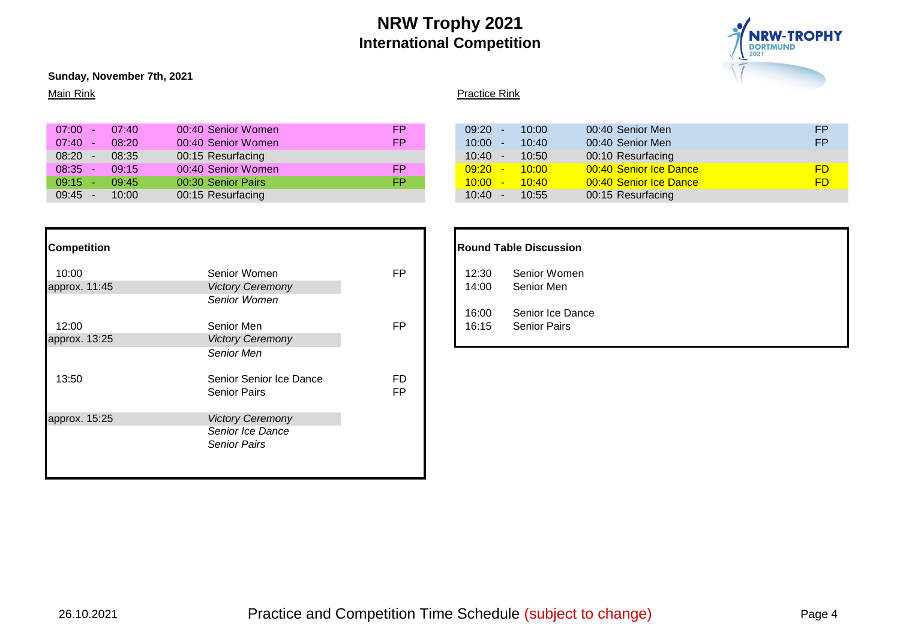# NRW Trophy 2021
## International Competition

**Sunday, November 7th, 2021**

Main Rink

| | | | | | |
|---|---|---|---|---|---|
| 07:00 | - | 07:40 | 00:40 | Senior Women | FP |
| 07:40 | - | 08:20 | 00:40 | Senior Women | FP |
| 08:20 | - | 08:35 | 00:15 | Resurfacing | |
| 08:35 | - | 09:15 | 00:40 | Senior Women | FP |
| 09:15 | - | 09:45 | 00:30 | Senior Pairs | FP |
| 09:45 | - | 10:00 | 00:15 | Resurfacing | |

Practice Rink

| | | | | | |
|---|---|---|---|---|---|
| 09:20 | - | 10:00 | 00:40 | Senior Men | FP |
| 10:00 | - | 10:40 | 00:40 | Senior Men | FP |
| 10:40 | - | 10:50 | 00:10 | Resurfacing | |
| 09:20 | - | 10:00 | 00:40 | Senior Ice Dance | FD |
| 10:00 | - | 10:40 | 00:40 | Senior Ice Dance | FD |
| 10:40 | - | 10:55 | 00:15 | Resurfacing | |

**Competition**

| | | |
|---|---|---|
| 10:00 | Senior Women | FP |
| approx. 11:45 | *Victory Ceremony* | |
| | *Senior Women* | |
| 12:00 | Senior Men | FP |
| approx. 13:25 | *Victory Ceremony* | |
| | *Senior Men* | |
| 13:50 | Senior Senior Ice Dance | FD |
| | Senior Pairs | FP |
| approx. 15:25 | *Victory Ceremony* | |
| | *Senior Ice Dance* | |
| | *Senior Pairs* | |

**Round Table Discussion**

| | |
|---|---|
| 12:30 | Senior Women |
| 14:00 | Senior Men |
| 16:00 | Senior Ice Dance |
| 16:15 | Senior Pairs |

26.10.2021 Practice and Competition Time Schedule (subject to change)